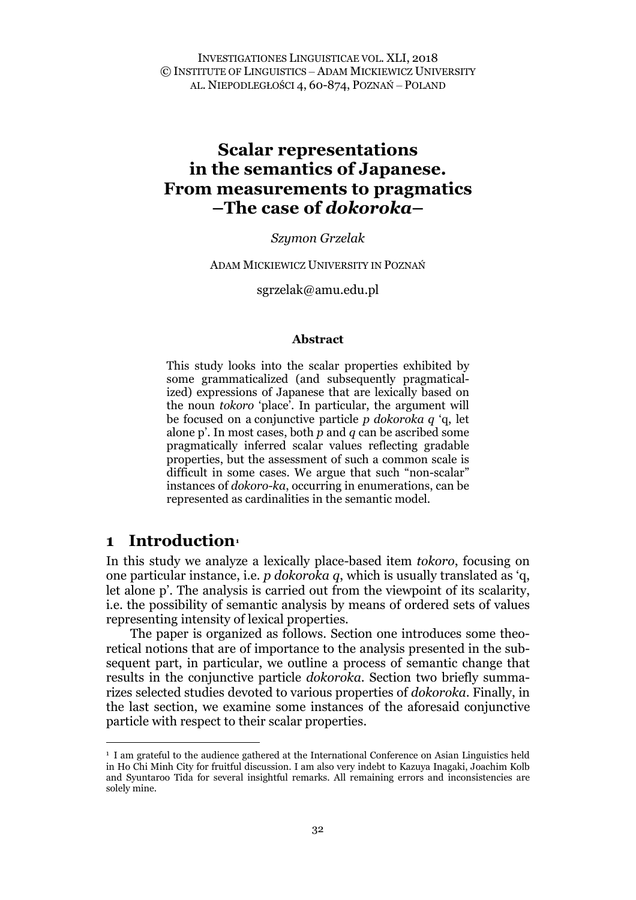# Scalar representations in the semantics of Japanese. From measurements to pragmatics –The case of *dokoroka*–

*Szymon Grzelak*

ADAM MICKIEWICZ UNIVERSITY IN POZNAŃ

sgrzelak@amu.edu.pl

**Abstract**

This study looks into the scalar properties exhibited by some grammaticalized (and subsequently pragmaticalized) expressions of Japanese that are lexically based on the noun *tokoro* 'place'. In particular, the argument will be focused on a conjunctive particle *p dokoroka q* 'q, let alone p'. In most cases, both *p* and *q* can be ascribed some pragmatically inferred scalar values reflecting gradable properties, but the assessment of such a common scale is difficult in some cases. We argue that such "non-scalar" instances of *dokoro-ka*, occurring in enumerations, can be represented as cardinalities in the semantic model.

## 1 Introduction[1]

In this study we analyze a lexically place-based item *tokoro*, focusing on one particular instance, i.e. *p dokoroka q*, which is usually translated as 'q, let alone p'. The analysis is carried out from the viewpoint of its scalarity, i.e. the possibility of semantic analysis by means of ordered sets of values representing intensity of lexical properties.

The paper is organized as follows. Section one introduces some theoretical notions that are of importance to the analysis presented in the subsequent part, in particular, we outline a process of semantic change that results in the conjunctive particle *dokoroka*. Section two briefly summarizes selected studies devoted to various properties of *dokoroka*. Finally, in the last section, we examine some instances of the aforesaid conjunctive particle with respect to their scalar properties.

---

[1] I am grateful to the audience gathered at the International Conference on Asian Linguistics held in Ho Chi Minh City for fruitful discussion. I am also very indebt to Kazuya Inagaki, Joachim Kolb and Syuntaroo Tida for several insightful remarks. All remaining errors and inconsistencies are solely mine.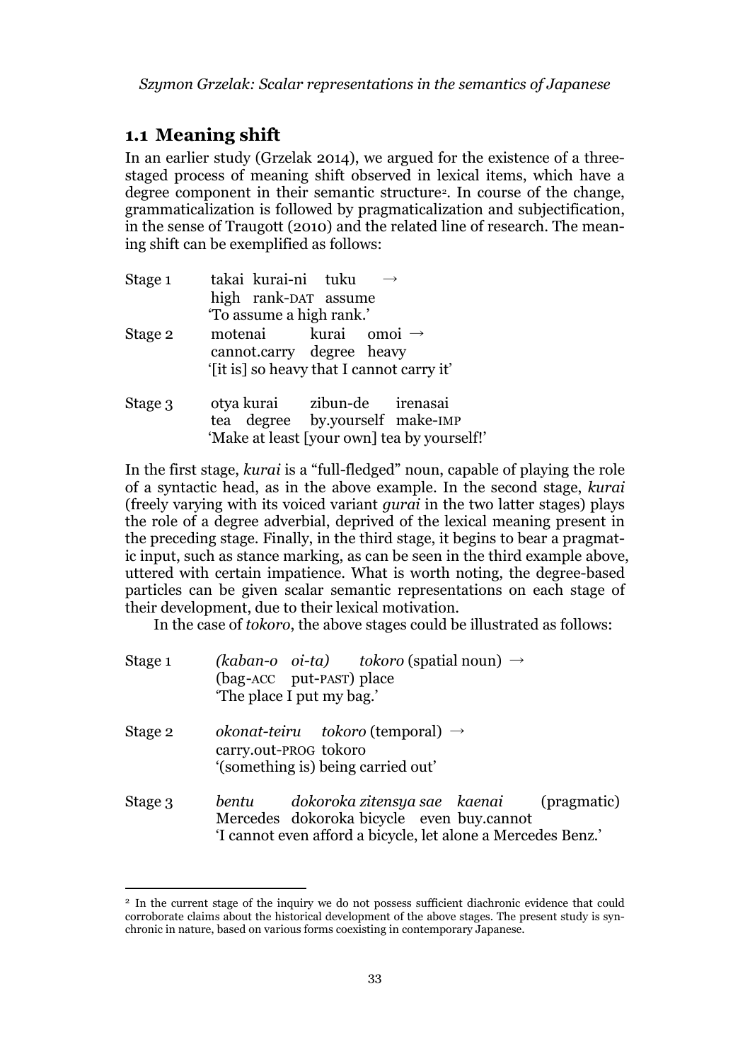## 1.1 Meaning shift

In an earlier study (Grzelak 2014), we argued for the existence of a three-staged process of meaning shift observed in lexical items, which have a degree component in their semantic structure[2]. In course of the change, grammaticalization is followed by pragmaticalization and subjectification, in the sense of Traugott (2010) and the related line of research. The meaning shift can be exemplified as follows:

Stage 1 takai kurai-ni tuku →
high rank-DAT assume
'To assume a high rank.'

Stage 2 motenai kurai omoi →
cannot.carry degree heavy
'[it is] so heavy that I cannot carry it'

Stage 3 otya kurai zibun-de irenasai
tea degree by.yourself make-IMP
'Make at least [your own] tea by yourself!'

In the first stage, *kurai* is a "full-fledged" noun, capable of playing the role of a syntactic head, as in the above example. In the second stage, *kurai* (freely varying with its voiced variant *gurai* in the two latter stages) plays the role of a degree adverbial, deprived of the lexical meaning present in the preceding stage. Finally, in the third stage, it begins to bear a pragmatic input, such as stance marking, as can be seen in the third example above, uttered with certain impatience. What is worth noting, the degree-based particles can be given scalar semantic representations on each stage of their development, due to their lexical motivation.

In the case of *tokoro*, the above stages could be illustrated as follows:

Stage 1 *(kaban-o oi-ta) tokoro* (spatial noun) →
(bag-ACC put-PAST) place
'The place I put my bag.'

Stage 2 *okonat-teiru tokoro* (temporal) →
carry.out-PROG tokoro
'(something is) being carried out'

Stage 3 *bentu dokoroka zitensya sae kaenai* (pragmatic)
Mercedes dokoroka bicycle even buy.cannot
'I cannot even afford a bicycle, let alone a Mercedes Benz.'

[2] In the current stage of the inquiry we do not possess sufficient diachronic evidence that could corroborate claims about the historical development of the above stages. The present study is synchronic in nature, based on various forms coexisting in contemporary Japanese.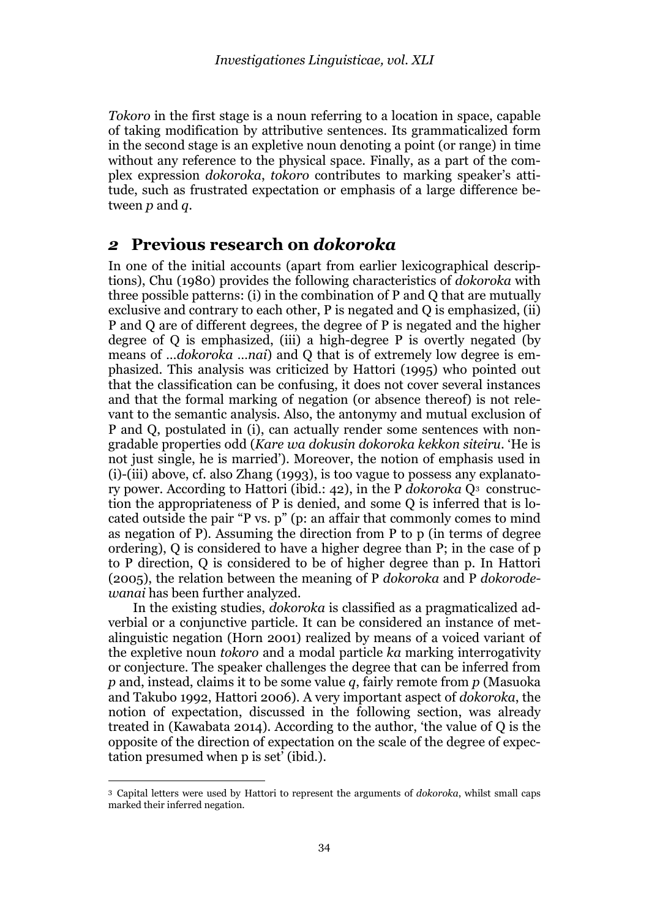*Tokoro* in the first stage is a noun referring to a location in space, capable of taking modification by attributive sentences. Its grammaticalized form in the second stage is an expletive noun denoting a point (or range) in time without any reference to the physical space. Finally, as a part of the complex expression *dokoroka*, *tokoro* contributes to marking speaker's attitude, such as frustrated expectation or emphasis of a large difference between *p* and *q*.

## *2* Previous research on *dokoroka*

In one of the initial accounts (apart from earlier lexicographical descriptions), Chu (1980) provides the following characteristics of *dokoroka* with three possible patterns: (i) in the combination of P and Q that are mutually exclusive and contrary to each other, P is negated and Q is emphasized, (ii) P and Q are of different degrees, the degree of P is negated and the higher degree of Q is emphasized, (iii) a high-degree P is overtly negated (by means of ...*dokoroka* ...*nai*) and Q that is of extremely low degree is emphasized. This analysis was criticized by Hattori (1995) who pointed out that the classification can be confusing, it does not cover several instances and that the formal marking of negation (or absence thereof) is not relevant to the semantic analysis. Also, the antonymy and mutual exclusion of P and Q, postulated in (i), can actually render some sentences with non-gradable properties odd (*Kare wa dokusin dokoroka kekkon siteiru*. 'He is not just single, he is married'). Moreover, the notion of emphasis used in (i)-(iii) above, cf. also Zhang (1993), is too vague to possess any explanatory power. According to Hattori (ibid.: 42), in the P *dokoroka* Q[3] construction the appropriateness of P is denied, and some Q is inferred that is located outside the pair "P vs. p" (p: an affair that commonly comes to mind as negation of P). Assuming the direction from P to p (in terms of degree ordering), Q is considered to have a higher degree than P; in the case of p to P direction, Q is considered to be of higher degree than p. In Hattori (2005), the relation between the meaning of P *dokoroka* and P *dokorodewanai* has been further analyzed.

In the existing studies, *dokoroka* is classified as a pragmaticalized adverbial or a conjunctive particle. It can be considered an instance of metalinguistic negation (Horn 2001) realized by means of a voiced variant of the expletive noun *tokoro* and a modal particle *ka* marking interrogativity or conjecture. The speaker challenges the degree that can be inferred from *p* and, instead, claims it to be some value *q*, fairly remote from *p* (Masuoka and Takubo 1992, Hattori 2006). A very important aspect of *dokoroka*, the notion of expectation, discussed in the following section, was already treated in (Kawabata 2014). According to the author, 'the value of Q is the opposite of the direction of expectation on the scale of the degree of expectation presumed when p is set' (ibid.).

---

[3] Capital letters were used by Hattori to represent the arguments of *dokoroka*, whilst small caps marked their inferred negation.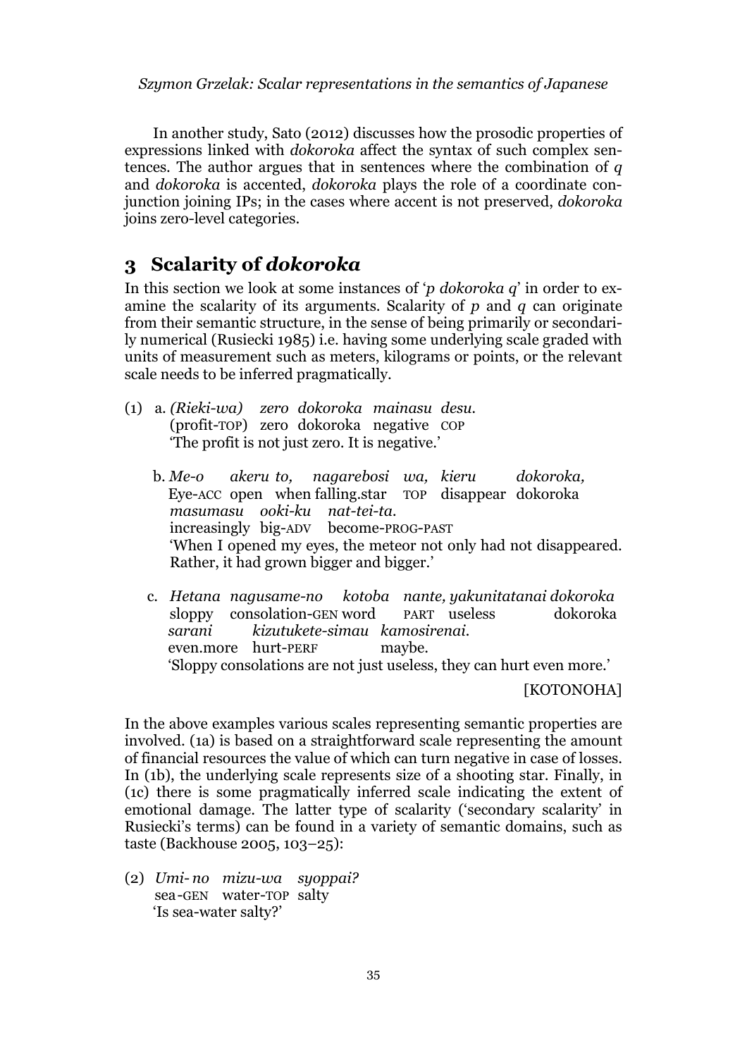In another study, Sato (2012) discusses how the prosodic properties of expressions linked with *dokoroka* affect the syntax of such complex sentences. The author argues that in sentences where the combination of *q* and *dokoroka* is accented, *dokoroka* plays the role of a coordinate conjunction joining IPs; in the cases where accent is not preserved, *dokoroka* joins zero-level categories.

## 3 Scalarity of *dokoroka*

In this section we look at some instances of '*p dokoroka q*' in order to examine the scalarity of its arguments. Scalarity of *p* and *q* can originate from their semantic structure, in the sense of being primarily or secondarily numerical (Rusiecki 1985) i.e. having some underlying scale graded with units of measurement such as meters, kilograms or points, or the relevant scale needs to be inferred pragmatically.

(1) a. *(Rieki-wa) zero dokoroka mainasu desu.*
(profit-TOP) zero dokoroka negative COP
'The profit is not just zero. It is negative.'

b. *Me-o akeru to, nagarebosi wa, kieru dokoroka, masumasu ooki-ku nat-tei-ta.*
Eye-ACC open when falling.star TOP disappear dokoroka increasingly big-ADV become-PROG-PAST
'When I opened my eyes, the meteor not only had not disappeared. Rather, it had grown bigger and bigger.'

c. *Hetana nagusame-no kotoba nante, yakunitatanai dokoroka sarani kizutukete-simau kamosirenai.*
sloppy consolation-GEN word PART useless dokoroka even.more hurt-PERF maybe.
'Sloppy consolations are not just useless, they can hurt even more.'

[KOTONOHA]

In the above examples various scales representing semantic properties are involved. (1a) is based on a straightforward scale representing the amount of financial resources the value of which can turn negative in case of losses. In (1b), the underlying scale represents size of a shooting star. Finally, in (1c) there is some pragmatically inferred scale indicating the extent of emotional damage. The latter type of scalarity ('secondary scalarity' in Rusiecki's terms) can be found in a variety of semantic domains, such as taste (Backhouse 2005, 103–25):

(2) *Umi-no mizu-wa syoppai?*
sea-GEN water-TOP salty
'Is sea-water salty?'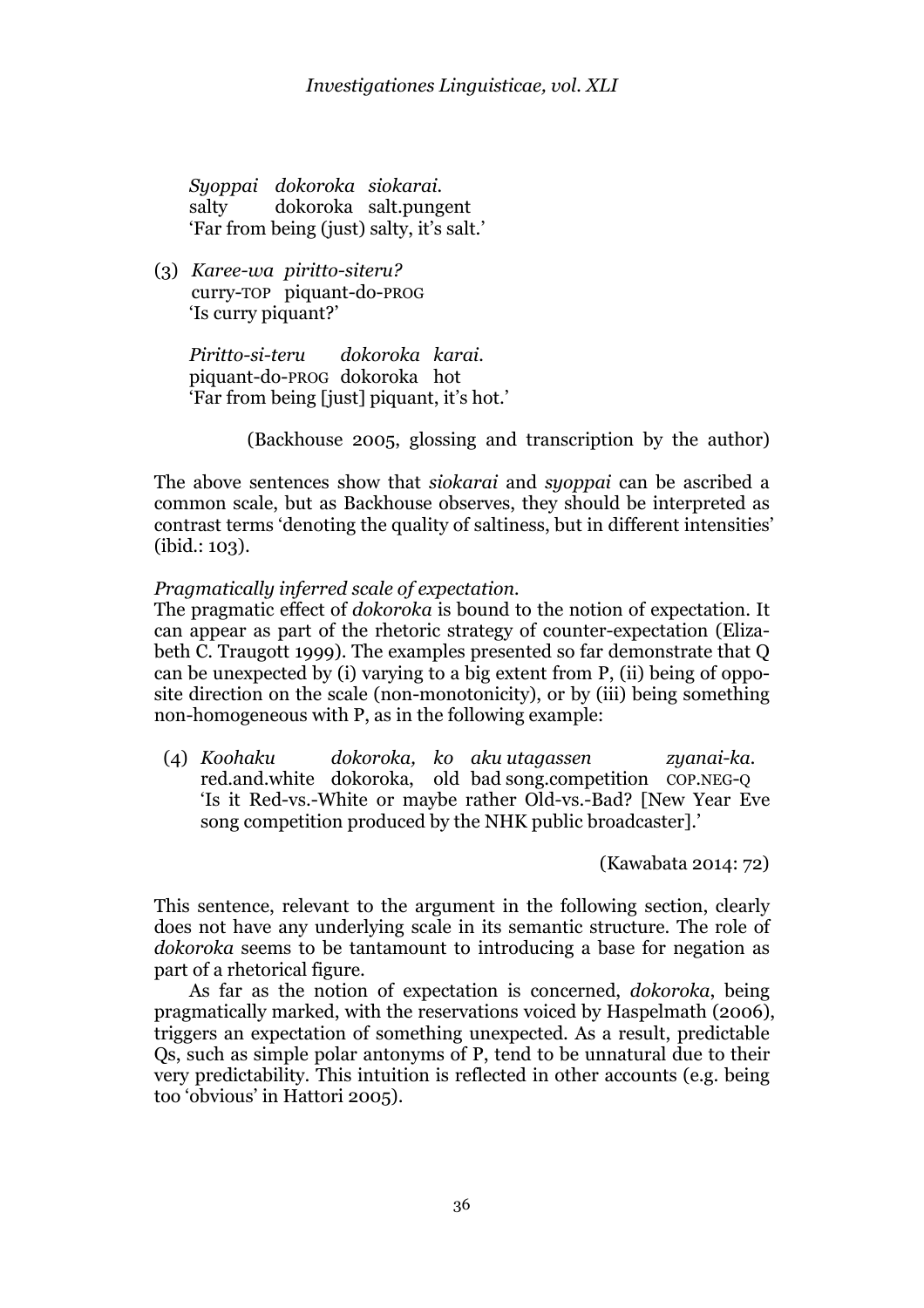*Syoppai dokoroka siokarai.*
salty dokoroka salt.pungent
'Far from being (just) salty, it's salt.'

(3) *Karee-wa piritto-siteru?*
curry-TOP piquant-do-PROG
'Is curry piquant?'

*Piritto-si-teru dokoroka karai.*
piquant-do-PROG dokoroka hot
'Far from being [just] piquant, it's hot.'

(Backhouse 2005, glossing and transcription by the author)

The above sentences show that *siokarai* and *syoppai* can be ascribed a common scale, but as Backhouse observes, they should be interpreted as contrast terms 'denoting the quality of saltiness, but in different intensities' (ibid.: 103).

*Pragmatically inferred scale of expectation.*
The pragmatic effect of *dokoroka* is bound to the notion of expectation. It can appear as part of the rhetoric strategy of counter-expectation (Elizabeth C. Traugott 1999). The examples presented so far demonstrate that Q can be unexpected by (i) varying to a big extent from P, (ii) being of opposite direction on the scale (non-monotonicity), or by (iii) being something non-homogeneous with P, as in the following example:

(4) *Koohaku dokoroka, ko aku utagassen zyanai-ka.*
red.and.white dokoroka, old bad song.competition COP.NEG-Q
'Is it Red-vs.-White or maybe rather Old-vs.-Bad? [New Year Eve song competition produced by the NHK public broadcaster].'

(Kawabata 2014: 72)

This sentence, relevant to the argument in the following section, clearly does not have any underlying scale in its semantic structure. The role of *dokoroka* seems to be tantamount to introducing a base for negation as part of a rhetorical figure.

As far as the notion of expectation is concerned, *dokoroka*, being pragmatically marked, with the reservations voiced by Haspelmath (2006), triggers an expectation of something unexpected. As a result, predictable Qs, such as simple polar antonyms of P, tend to be unnatural due to their very predictability. This intuition is reflected in other accounts (e.g. being too 'obvious' in Hattori 2005).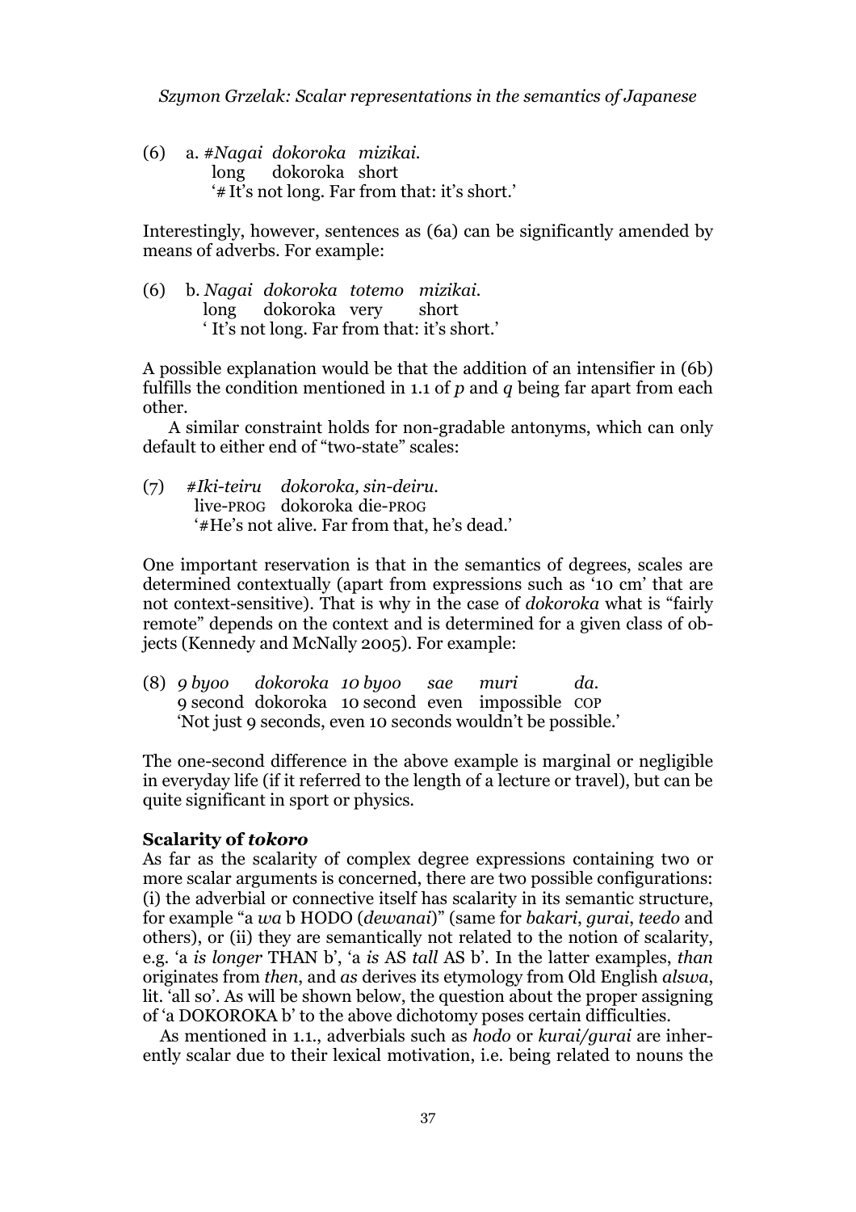(6) a. #*Nagai dokoroka mizikai.*
long dokoroka short
'# It's not long. Far from that: it's short.'

Interestingly, however, sentences as (6a) can be significantly amended by means of adverbs. For example:

(6) b. *Nagai dokoroka totemo mizikai.*
long dokoroka very short
' It's not long. Far from that: it's short.'

A possible explanation would be that the addition of an intensifier in (6b) fulfills the condition mentioned in 1.1 of *p* and *q* being far apart from each other.

A similar constraint holds for non-gradable antonyms, which can only default to either end of "two-state" scales:

(7) #*Iki-teiru dokoroka, sin-deiru.*
live-PROG dokoroka die-PROG
'#He's not alive. Far from that, he's dead.'

One important reservation is that in the semantics of degrees, scales are determined contextually (apart from expressions such as '10 cm' that are not context-sensitive). That is why in the case of *dokoroka* what is "fairly remote" depends on the context and is determined for a given class of objects (Kennedy and McNally 2005). For example:

(8) *9 byoo dokoroka 10 byoo sae muri da.*
9 second dokoroka 10 second even impossible COP
'Not just 9 seconds, even 10 seconds wouldn't be possible.'

The one-second difference in the above example is marginal or negligible in everyday life (if it referred to the length of a lecture or travel), but can be quite significant in sport or physics.

**Scalarity of *tokoro***

As far as the scalarity of complex degree expressions containing two or more scalar arguments is concerned, there are two possible configurations: (i) the adverbial or connective itself has scalarity in its semantic structure, for example "a *wa* b HODO (*dewanai*)" (same for *bakari*, *gurai*, *teedo* and others), or (ii) they are semantically not related to the notion of scalarity, e.g. 'a *is longer* THAN b', 'a *is* AS *tall* AS b'. In the latter examples, *than* originates from *then*, and *as* derives its etymology from Old English *alswa*, lit. 'all so'. As will be shown below, the question about the proper assigning of 'a DOKOROKA b' to the above dichotomy poses certain difficulties.

As mentioned in 1.1., adverbials such as *hodo* or *kurai/gurai* are inherently scalar due to their lexical motivation, i.e. being related to nouns the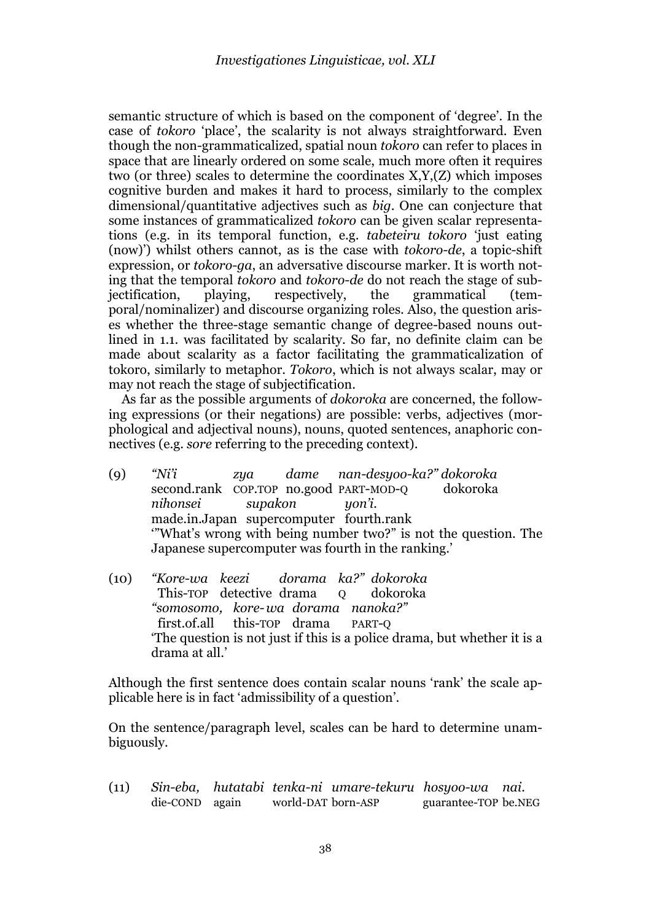semantic structure of which is based on the component of 'degree'. In the case of *tokoro* 'place', the scalarity is not always straightforward. Even though the non-grammaticalized, spatial noun *tokoro* can refer to places in space that are linearly ordered on some scale, much more often it requires two (or three) scales to determine the coordinates X,Y,(Z) which imposes cognitive burden and makes it hard to process, similarly to the complex dimensional/quantitative adjectives such as *big*. One can conjecture that some instances of grammaticalized *tokoro* can be given scalar representations (e.g. in its temporal function, e.g. *tabeteiru tokoro* 'just eating (now)') whilst others cannot, as is the case with *tokoro-de*, a topic-shift expression, or *tokoro-ga*, an adversative discourse marker. It is worth noting that the temporal *tokoro* and *tokoro-de* do not reach the stage of subjectification, playing, respectively, the grammatical (temporal/nominalizer) and discourse organizing roles. Also, the question arises whether the three-stage semantic change of degree-based nouns outlined in 1.1. was facilitated by scalarity. So far, no definite claim can be made about scalarity as a factor facilitating the grammaticalization of tokoro, similarly to metaphor. *Tokoro*, which is not always scalar, may or may not reach the stage of subjectification.

As far as the possible arguments of *dokoroka* are concerned, the following expressions (or their negations) are possible: verbs, adjectives (morphological and adjectival nouns), nouns, quoted sentences, anaphoric connectives (e.g. *sore* referring to the preceding context).

(9) *"Ni'i zya dame nan-desyoo-ka?" dokoroka*
second.rank COP.TOP no.good PART-MOD-Q dokoroka
*nihonsei supakon yon'i.*
made.in.Japan supercomputer fourth.rank
'"What's wrong with being number two?" is not the question. The Japanese supercomputer was fourth in the ranking.'

(10) *"Kore-wa keezi dorama ka?" dokoroka*
This-TOP detective drama Q dokoroka
*"somosomo, kore-wa dorama nanoka?"*
first.of.all this-TOP drama PART-Q
'The question is not just if this is a police drama, but whether it is a drama at all.'

Although the first sentence does contain scalar nouns 'rank' the scale applicable here is in fact 'admissibility of a question'.

On the sentence/paragraph level, scales can be hard to determine unambiguously.

(11) *Sin-eba, hutatabi tenka-ni umare-tekuru hosyoo-wa nai.*
die-COND again world-DAT born-ASP guarantee-TOP be.NEG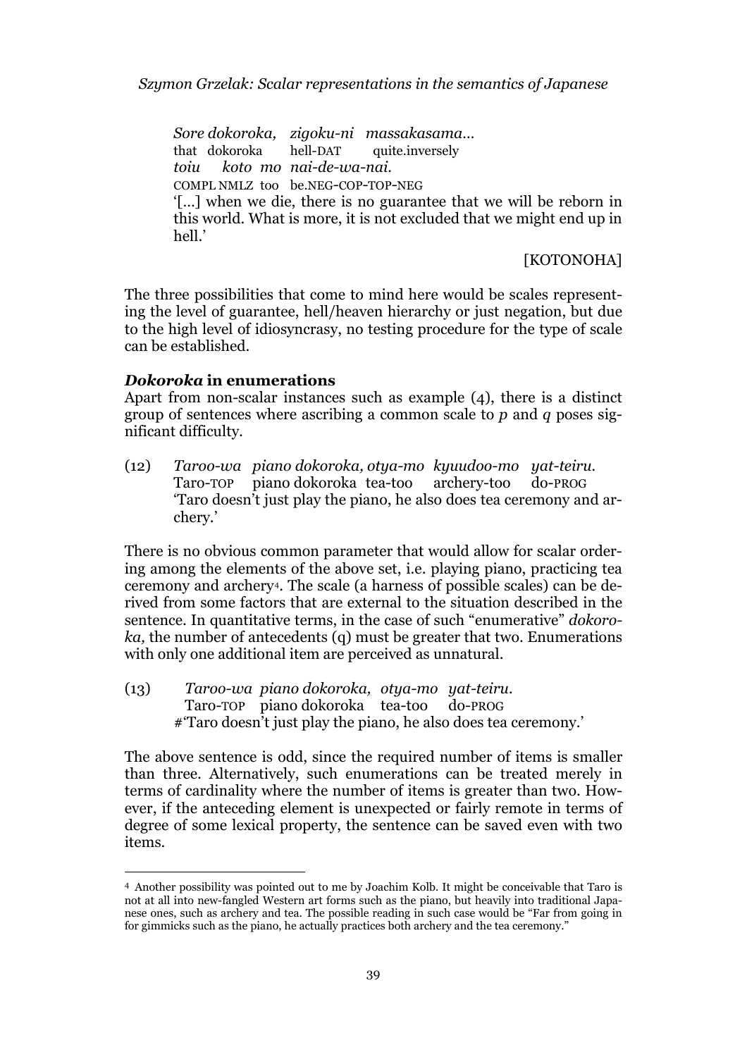*Sore dokoroka, zigoku-ni massakasama…*
that dokoroka hell-DAT quite.inversely
*toiu koto mo nai-de-wa-nai.*
COMPL NMLZ too be.NEG-COP-TOP-NEG
'[…] when we die, there is no guarantee that we will be reborn in this world. What is more, it is not excluded that we might end up in hell.'

[KOTONOHA]

The three possibilities that come to mind here would be scales representing the level of guarantee, hell/heaven hierarchy or just negation, but due to the high level of idiosyncrasy, no testing procedure for the type of scale can be established.

### *Dokoroka* in enumerations

Apart from non-scalar instances such as example (4), there is a distinct group of sentences where ascribing a common scale to *p* and *q* poses significant difficulty.

(12) *Taroo-wa piano dokoroka, otya-mo kyuudoo-mo yat-teiru.*
Taro-TOP piano dokoroka tea-too archery-too do-PROG
'Taro doesn't just play the piano, he also does tea ceremony and archery.'

There is no obvious common parameter that would allow for scalar ordering among the elements of the above set, i.e. playing piano, practicing tea ceremony and archery[4]. The scale (a harness of possible scales) can be derived from some factors that are external to the situation described in the sentence. In quantitative terms, in the case of such "enumerative" *dokoroka,* the number of antecedents (q) must be greater that two. Enumerations with only one additional item are perceived as unnatural.

(13) *Taroo-wa piano dokoroka, otya-mo yat-teiru.*
Taro-TOP piano dokoroka tea-too do-PROG
#'Taro doesn't just play the piano, he also does tea ceremony.'

The above sentence is odd, since the required number of items is smaller than three. Alternatively, such enumerations can be treated merely in terms of cardinality where the number of items is greater than two. However, if the anteceding element is unexpected or fairly remote in terms of degree of some lexical property, the sentence can be saved even with two items.

[4] Another possibility was pointed out to me by Joachim Kolb. It might be conceivable that Taro is not at all into new-fangled Western art forms such as the piano, but heavily into traditional Japanese ones, such as archery and tea. The possible reading in such case would be "Far from going in for gimmicks such as the piano, he actually practices both archery and the tea ceremony."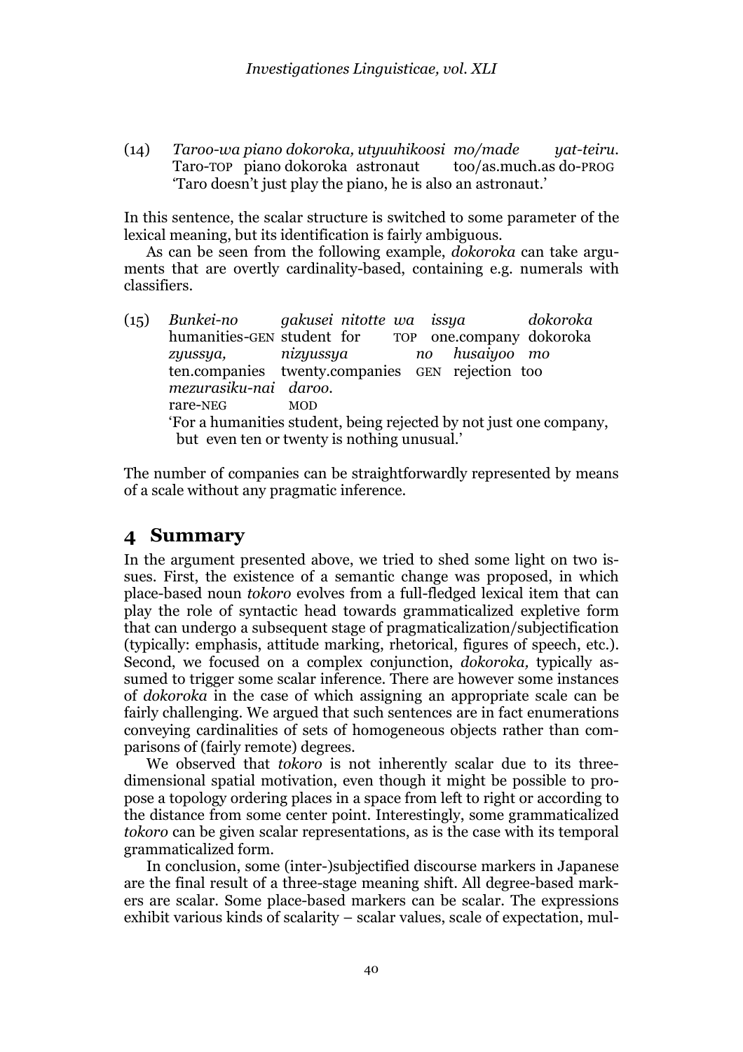(14) *Taroo-wa piano dokoroka, utyuuhikoosi mo/made yat-teiru.*
Taro-TOP piano dokoroka astronaut too/as.much.as do-PROG
'Taro doesn't just play the piano, he is also an astronaut.'

In this sentence, the scalar structure is switched to some parameter of the lexical meaning, but its identification is fairly ambiguous.

As can be seen from the following example, *dokoroka* can take arguments that are overtly cardinality-based, containing e.g. numerals with classifiers.

(15) *Bunkei-no gakusei nitotte wa issya dokoroka*
humanities-GEN student for TOP one.company dokoroka
*zyussya, nizyussya no husaiyoo mo*
ten.companies twenty.companies GEN rejection too
*mezurasiku-nai daroo.*
rare-NEG MOD
'For a humanities student, being rejected by not just one company, but even ten or twenty is nothing unusual.'

The number of companies can be straightforwardly represented by means of a scale without any pragmatic inference.

## 4 Summary

In the argument presented above, we tried to shed some light on two issues. First, the existence of a semantic change was proposed, in which place-based noun *tokoro* evolves from a full-fledged lexical item that can play the role of syntactic head towards grammaticalized expletive form that can undergo a subsequent stage of pragmaticalization/subjectification (typically: emphasis, attitude marking, rhetorical, figures of speech, etc.). Second, we focused on a complex conjunction, *dokoroka,* typically assumed to trigger some scalar inference. There are however some instances of *dokoroka* in the case of which assigning an appropriate scale can be fairly challenging. We argued that such sentences are in fact enumerations conveying cardinalities of sets of homogeneous objects rather than comparisons of (fairly remote) degrees.

We observed that *tokoro* is not inherently scalar due to its three-dimensional spatial motivation, even though it might be possible to propose a topology ordering places in a space from left to right or according to the distance from some center point. Interestingly, some grammaticalized *tokoro* can be given scalar representations, as is the case with its temporal grammaticalized form.

In conclusion, some (inter-)subjectified discourse markers in Japanese are the final result of a three-stage meaning shift. All degree-based markers are scalar. Some place-based markers can be scalar. The expressions exhibit various kinds of scalarity – scalar values, scale of expectation, mul-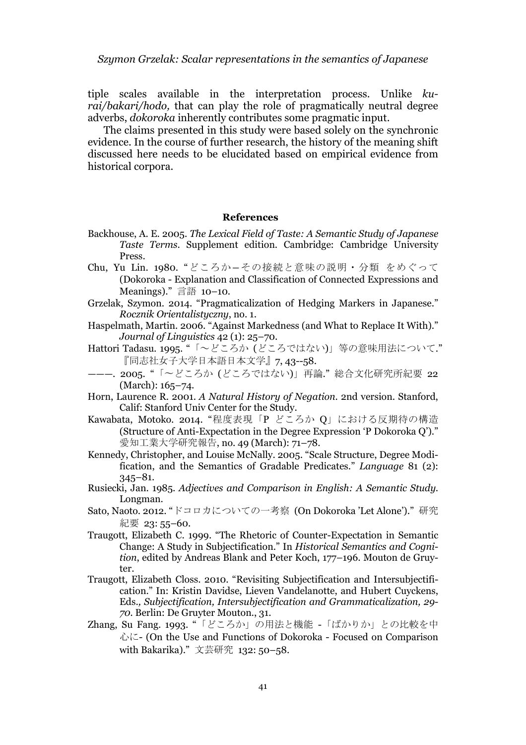tiple scales available in the interpretation process. Unlike *kurai/bakari/hodo,* that can play the role of pragmatically neutral degree adverbs, *dokoroka* inherently contributes some pragmatic input.

The claims presented in this study were based solely on the synchronic evidence. In the course of further research, the history of the meaning shift discussed here needs to be elucidated based on empirical evidence from historical corpora.

## References

Backhouse, A. E. 2005. *The Lexical Field of Taste: A Semantic Study of Japanese Taste Terms*. Supplement edition. Cambridge: Cambridge University Press.

Chu, Yu Lin. 1980. "どころか−その接続と意味の説明・分類 をめぐって (Dokoroka - Explanation and Classification of Connected Expressions and Meanings)." 言語 10–10.

Grzelak, Szymon. 2014. "Pragmaticalization of Hedging Markers in Japanese." *Rocznik Orientalistyczny*, no. 1.

Haspelmath, Martin. 2006. "Against Markedness (and What to Replace It With)." *Journal of Linguistics* 42 (1): 25–70.

Hattori Tadasu. 1995. "「〜どころか (どころではない)」等の意味用法について." 『同志社女子大学日本語日本文学』7, 43--58.

———. 2005. "「〜どころか (どころではない)」再論." 総合文化研究所紀要 22 (March): 165–74.

Horn, Laurence R. 2001. *A Natural History of Negation*. 2nd version. Stanford, Calif: Stanford Univ Center for the Study.

Kawabata, Motoko. 2014. "程度表現「P どころか Q」における反期待の構造 (Structure of Anti-Expectation in the Degree Expression 'P Dokoroka Q')." 愛知工業大学研究報告, no. 49 (March): 71–78.

Kennedy, Christopher, and Louise McNally. 2005. "Scale Structure, Degree Modification, and the Semantics of Gradable Predicates." *Language* 81 (2): 345–81.

Rusiecki, Jan. 1985. *Adjectives and Comparison in English: A Semantic Study*. Longman.

Sato, Naoto. 2012. "ドコロカについての一考察 (On Dokoroka 'Let Alone')." 研究紀要 23: 55–60.

Traugott, Elizabeth C. 1999. "The Rhetoric of Counter-Expectation in Semantic Change: A Study in Subjectification." In *Historical Semantics and Cognition*, edited by Andreas Blank and Peter Koch, 177–196. Mouton de Gruyter.

Traugott, Elizabeth Closs. 2010. "Revisiting Subjectification and Intersubjectification." In: Kristin Davidse, Lieven Vandelanotte, and Hubert Cuyckens, Eds., *Subjectification, Intersubjectification and Grammaticalization, 29-70*. Berlin: De Gruyter Mouton., 31.

Zhang, Su Fang. 1993. "「どころか」の用法と機能 -「ばかりか」との比較を中心に- (On the Use and Functions of Dokoroka - Focused on Comparison with Bakarika)." 文芸研究 132: 50–58.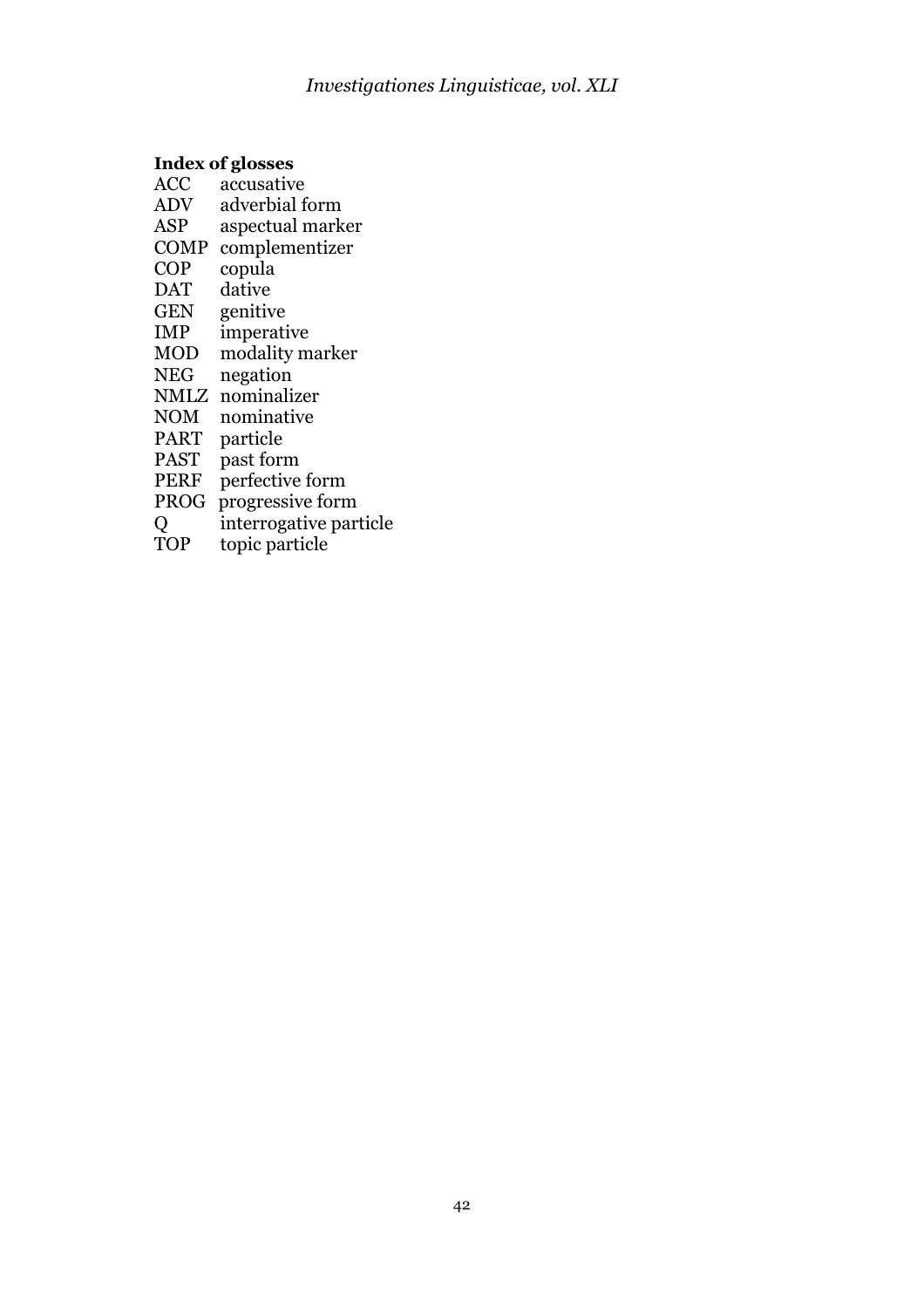**Index of glosses**

| | |
|---|---|
| ACC | accusative |
| ADV | adverbial form |
| ASP | aspectual marker |
| COMP | complementizer |
| COP | copula |
| DAT | dative |
| GEN | genitive |
| IMP | imperative |
| MOD | modality marker |
| NEG | negation |
| NMLZ | nominalizer |
| NOM | nominative |
| PART | particle |
| PAST | past form |
| PERF | perfective form |
| PROG | progressive form |
| Q | interrogative particle |
| TOP | topic particle |